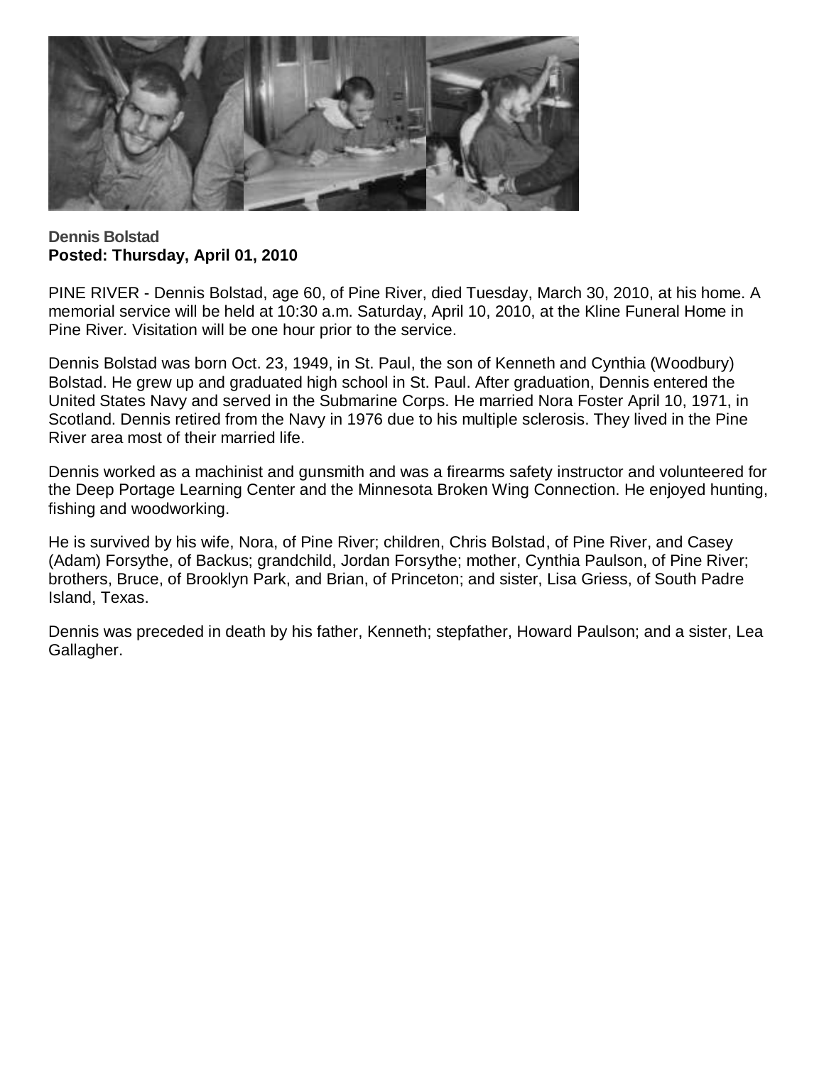**Dennis Bolstad**
**Posted: Thursday, April 01, 2010**

PINE RIVER - Dennis Bolstad, age 60, of Pine River, died Tuesday, March 30, 2010, at his home. A memorial service will be held at 10:30 a.m. Saturday, April 10, 2010, at the Kline Funeral Home in Pine River. Visitation will be one hour prior to the service.

Dennis Bolstad was born Oct. 23, 1949, in St. Paul, the son of Kenneth and Cynthia (Woodbury) Bolstad. He grew up and graduated high school in St. Paul. After graduation, Dennis entered the United States Navy and served in the Submarine Corps. He married Nora Foster April 10, 1971, in Scotland. Dennis retired from the Navy in 1976 due to his multiple sclerosis. They lived in the Pine River area most of their married life.

Dennis worked as a machinist and gunsmith and was a firearms safety instructor and volunteered for the Deep Portage Learning Center and the Minnesota Broken Wing Connection. He enjoyed hunting, fishing and woodworking.

He is survived by his wife, Nora, of Pine River; children, Chris Bolstad, of Pine River, and Casey (Adam) Forsythe, of Backus; grandchild, Jordan Forsythe; mother, Cynthia Paulson, of Pine River; brothers, Bruce, of Brooklyn Park, and Brian, of Princeton; and sister, Lisa Griess, of South Padre Island, Texas.

Dennis was preceded in death by his father, Kenneth; stepfather, Howard Paulson; and a sister, Lea Gallagher.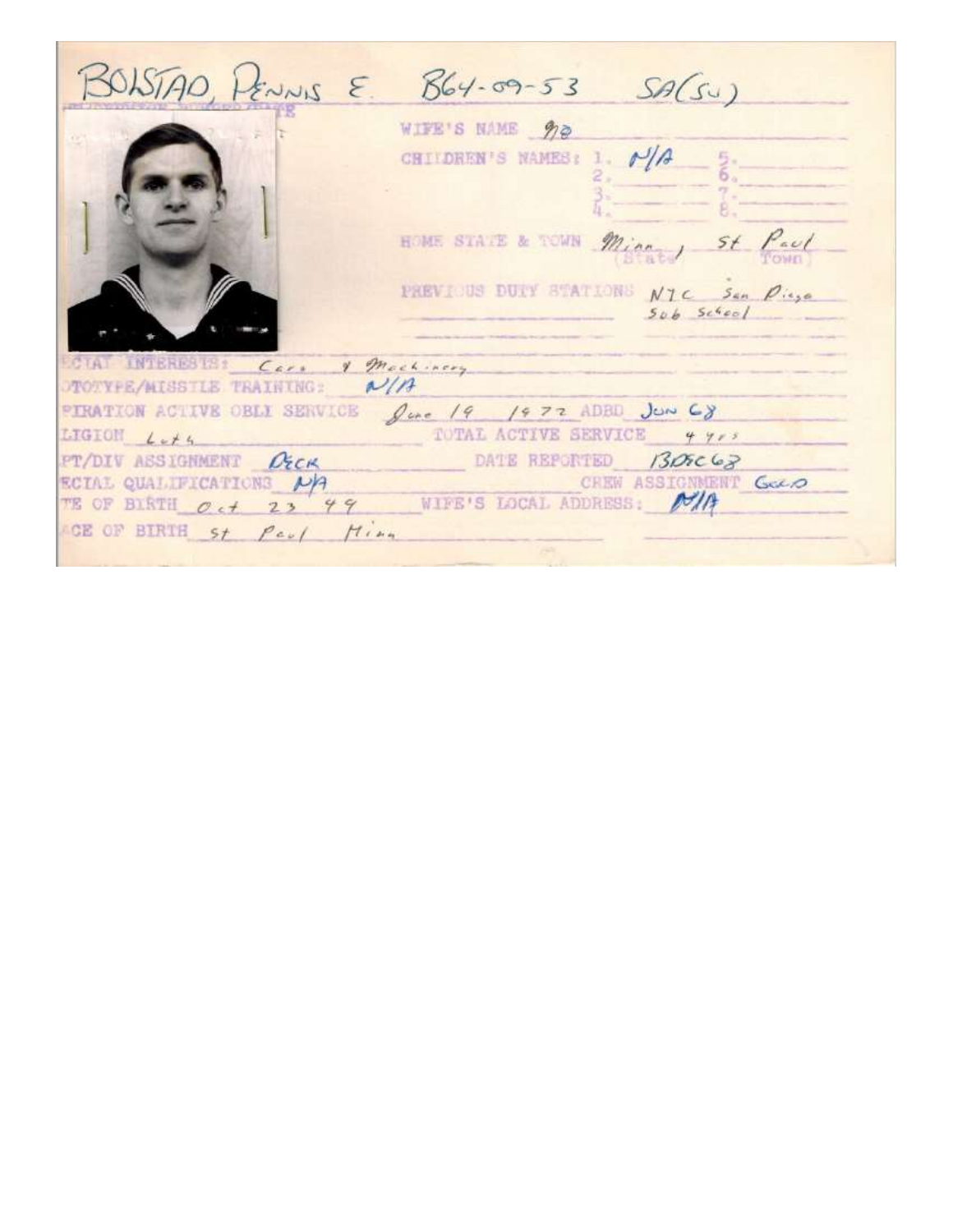BOLSTAD, DENNIS E. B64-09-53 SA(SU)

WIFE'S NAME NO

CHILDREN'S NAMES: 1. N/A 2. 3. 4. 5. 6. 7. 8.

HOME STATE & TOWN Minn (State), St Paul (Town)

PREVIOUS DUTY STATIONS NTC San Diego Sub School

ECIAL INTERESTS: Cars & Machinery

OTOTYPE/MISSILE TRAINING: N/A

PIRATION ACTIVE OBLI SERVICE June 19 1972 ADBD Jun 68

LIGION Luth

TOTAL ACTIVE SERVICE 4 yrs

PT/DIV ASSIGNMENT Deck

DATE REPORTED 13DEC68

ECIAL QUALIFICATIONS N/A

CREW ASSIGNMENT Gold

TE OF BIRTH Oct 23 49

WIFE'S LOCAL ADDRESS: N/A

ACE OF BIRTH St Paul Minn